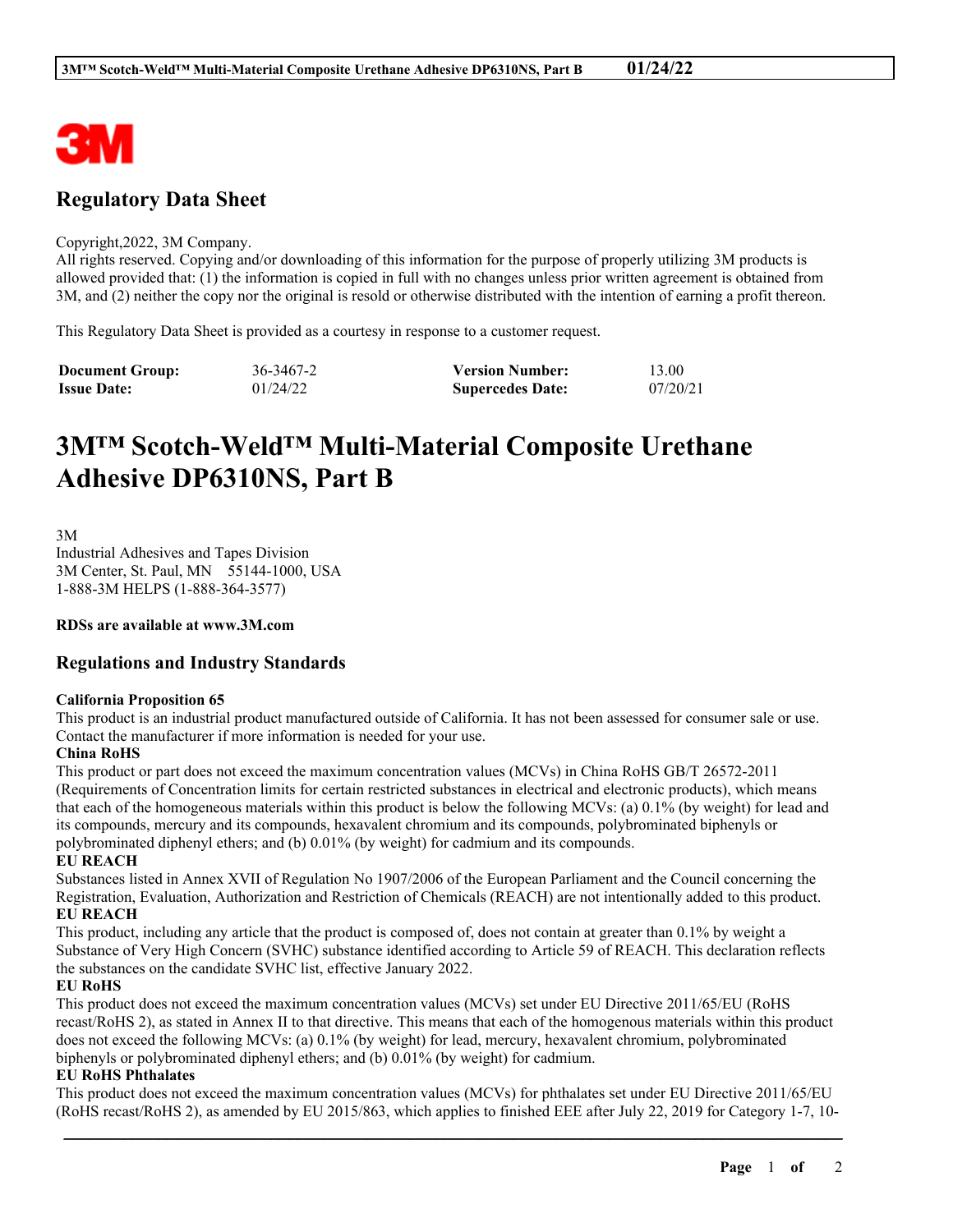## Regulatory Data Sheet

Copyright,2022, 3M Company.
All rights reserved. Copying and/or downloading of this information for the purpose of properly utilizing 3M products is allowed provided that: (1) the information is copied in full with no changes unless prior written agreement is obtained from 3M, and (2) neither the copy nor the original is resold or otherwise distributed with the intention of earning a profit thereon.

This Regulatory Data Sheet is provided as a courtesy in response to a customer request.

| **Document Group:** | 36-3467-2 | **Version Number:** | 13.00 |
|---|---|---|---|
| **Issue Date:** | 01/24/22 | **Supercedes Date:** | 07/20/21 |

# 3M™ Scotch-Weld™ Multi-Material Composite Urethane Adhesive DP6310NS, Part B

3M
Industrial Adhesives and Tapes Division
3M Center, St. Paul, MN 55144-1000, USA
1-888-3M HELPS (1-888-364-3577)

**RDSs are available at www.3M.com**

## Regulations and Industry Standards

**California Proposition 65**
This product is an industrial product manufactured outside of California. It has not been assessed for consumer sale or use. Contact the manufacturer if more information is needed for your use.

**China RoHS**
This product or part does not exceed the maximum concentration values (MCVs) in China RoHS GB/T 26572-2011 (Requirements of Concentration limits for certain restricted substances in electrical and electronic products), which means that each of the homogeneous materials within this product is below the following MCVs: (a) 0.1% (by weight) for lead and its compounds, mercury and its compounds, hexavalent chromium and its compounds, polybrominated biphenyls or polybrominated diphenyl ethers; and (b) 0.01% (by weight) for cadmium and its compounds.

**EU REACH**
Substances listed in Annex XVII of Regulation No 1907/2006 of the European Parliament and the Council concerning the Registration, Evaluation, Authorization and Restriction of Chemicals (REACH) are not intentionally added to this product.

**EU REACH**
This product, including any article that the product is composed of, does not contain at greater than 0.1% by weight a Substance of Very High Concern (SVHC) substance identified according to Article 59 of REACH. This declaration reflects the substances on the candidate SVHC list, effective January 2022.

**EU RoHS**
This product does not exceed the maximum concentration values (MCVs) set under EU Directive 2011/65/EU (RoHS recast/RoHS 2), as stated in Annex II to that directive. This means that each of the homogenous materials within this product does not exceed the following MCVs: (a) 0.1% (by weight) for lead, mercury, hexavalent chromium, polybrominated biphenyls or polybrominated diphenyl ethers; and (b) 0.01% (by weight) for cadmium.

**EU RoHS Phthalates**
This product does not exceed the maximum concentration values (MCVs) for phthalates set under EU Directive 2011/65/EU (RoHS recast/RoHS 2), as amended by EU 2015/863, which applies to finished EEE after July 22, 2019 for Category 1-7, 10-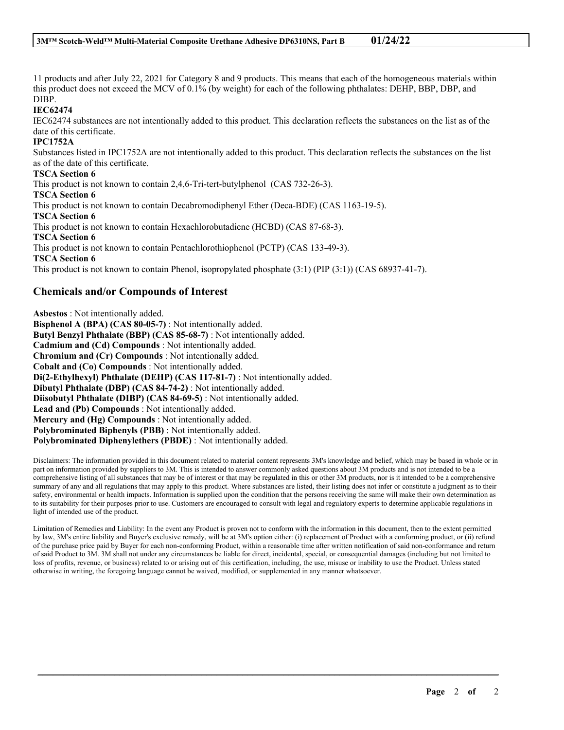11 products and after July 22, 2021 for Category 8 and 9 products. This means that each of the homogeneous materials within this product does not exceed the MCV of 0.1% (by weight) for each of the following phthalates: DEHP, BBP, DBP, and DIBP.

**IEC62474**

IEC62474 substances are not intentionally added to this product. This declaration reflects the substances on the list as of the date of this certificate.

**IPC1752A**

Substances listed in IPC1752A are not intentionally added to this product. This declaration reflects the substances on the list as of the date of this certificate.

**TSCA Section 6**

This product is not known to contain 2,4,6-Tri-tert-butylphenol (CAS 732-26-3).

**TSCA Section 6**

This product is not known to contain Decabromodiphenyl Ether (Deca-BDE) (CAS 1163-19-5).

**TSCA Section 6**

This product is not known to contain Hexachlorobutadiene (HCBD) (CAS 87-68-3).

**TSCA Section 6**

This product is not known to contain Pentachlorothiophenol (PCTP) (CAS 133-49-3).

**TSCA Section 6**

This product is not known to contain Phenol, isopropylated phosphate (3:1) (PIP (3:1)) (CAS 68937-41-7).

## Chemicals and/or Compounds of Interest

**Asbestos** : Not intentionally added.
**Bisphenol A (BPA) (CAS 80-05-7)** : Not intentionally added.
**Butyl Benzyl Phthalate (BBP) (CAS 85-68-7)** : Not intentionally added.
**Cadmium and (Cd) Compounds** : Not intentionally added.
**Chromium and (Cr) Compounds** : Not intentionally added.
**Cobalt and (Co) Compounds** : Not intentionally added.
**Di(2-Ethylhexyl) Phthalate (DEHP) (CAS 117-81-7)** : Not intentionally added.
**Dibutyl Phthalate (DBP) (CAS 84-74-2)** : Not intentionally added.
**Diisobutyl Phthalate (DIBP) (CAS 84-69-5)** : Not intentionally added.
**Lead and (Pb) Compounds** : Not intentionally added.
**Mercury and (Hg) Compounds** : Not intentionally added.
**Polybrominated Biphenyls (PBB)** : Not intentionally added.
**Polybrominated Diphenylethers (PBDE)** : Not intentionally added.

Disclaimers: The information provided in this document related to material content represents 3M's knowledge and belief, which may be based in whole or in part on information provided by suppliers to 3M. This is intended to answer commonly asked questions about 3M products and is not intended to be a comprehensive listing of all substances that may be of interest or that may be regulated in this or other 3M products, nor is it intended to be a comprehensive summary of any and all regulations that may apply to this product. Where substances are listed, their listing does not infer or constitute a judgment as to their safety, environmental or health impacts. Information is supplied upon the condition that the persons receiving the same will make their own determination as to its suitability for their purposes prior to use. Customers are encouraged to consult with legal and regulatory experts to determine applicable regulations in light of intended use of the product.

Limitation of Remedies and Liability: In the event any Product is proven not to conform with the information in this document, then to the extent permitted by law, 3M's entire liability and Buyer's exclusive remedy, will be at 3M's option either: (i) replacement of Product with a conforming product, or (ii) refund of the purchase price paid by Buyer for each non-conforming Product, within a reasonable time after written notification of said non-conformance and return of said Product to 3M. 3M shall not under any circumstances be liable for direct, incidental, special, or consequential damages (including but not limited to loss of profits, revenue, or business) related to or arising out of this certification, including, the use, misuse or inability to use the Product. Unless stated otherwise in writing, the foregoing language cannot be waived, modified, or supplemented in any manner whatsoever.